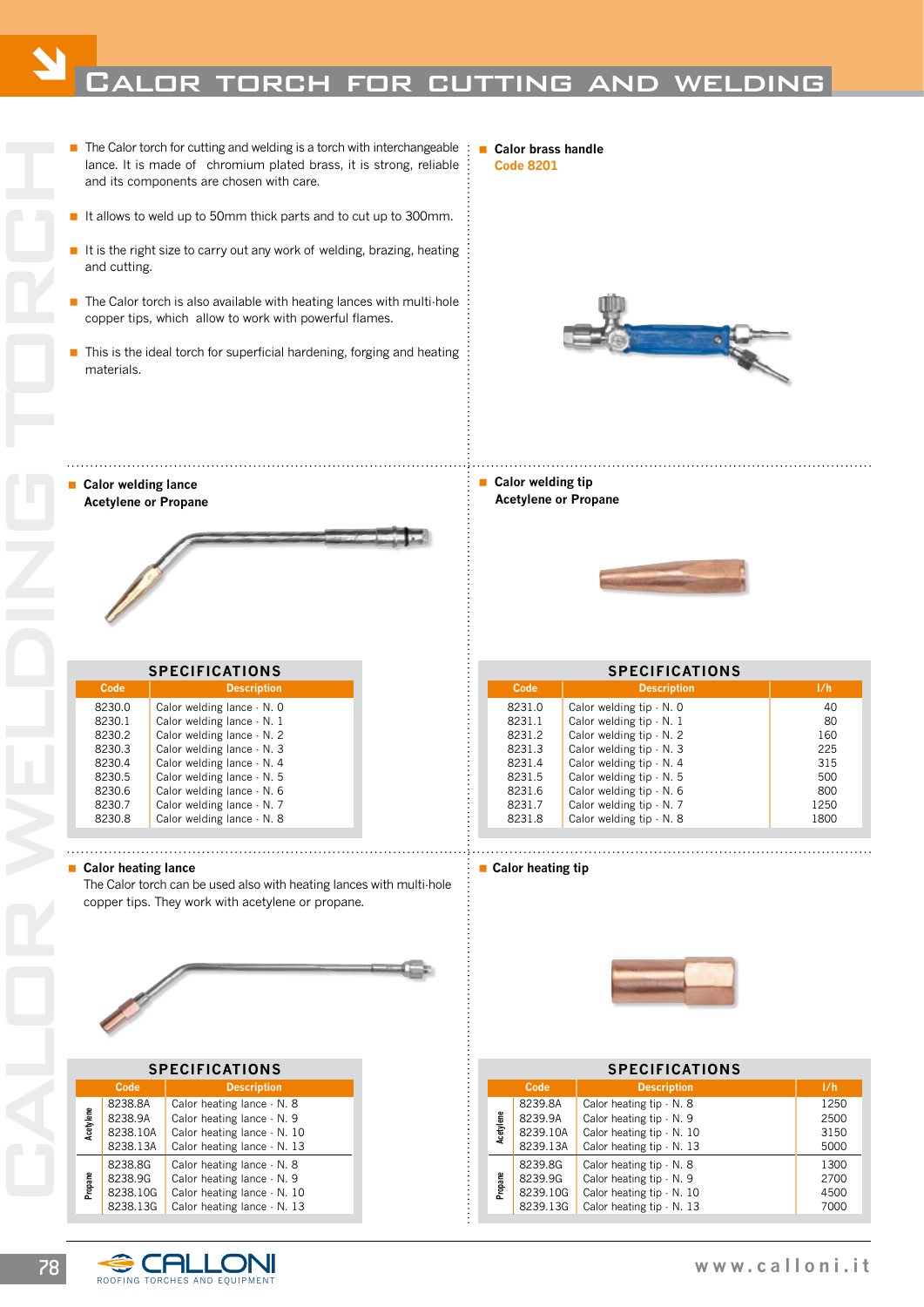# Calor torch for cutting and welding

- The Calor torch for cutting and welding is a torch with interchangeable lance. It is made of chromium plated brass, it is strong, reliable and its components are chosen with care.
- It allows to weld up to 50mm thick parts and to cut up to 300mm.
- It is the right size to carry out any work of welding, brazing, heating and cutting.
- The Calor torch is also available with heating lances with multi-hole copper tips, which allow to work with powerful flames.
- This is the ideal torch for superficial hardening, forging and heating materials.

## Calor brass handle

**Code 8201**

## Calor welding lance

**Acetylene or Propane**

**SPECIFICATIONS**

| Code | Description |
|---|---|
| 8230.0 | Calor welding lance - N. 0 |
| 8230.1 | Calor welding lance - N. 1 |
| 8230.2 | Calor welding lance - N. 2 |
| 8230.3 | Calor welding lance - N. 3 |
| 8230.4 | Calor welding lance - N. 4 |
| 8230.5 | Calor welding lance - N. 5 |
| 8230.6 | Calor welding lance - N. 6 |
| 8230.7 | Calor welding lance - N. 7 |
| 8230.8 | Calor welding lance - N. 8 |

## Calor welding tip

**Acetylene or Propane**

**SPECIFICATIONS**

| Code | Description | l/h |
|---|---|---|
| 8231.0 | Calor welding tip - N. 0 | 40 |
| 8231.1 | Calor welding tip - N. 1 | 80 |
| 8231.2 | Calor welding tip - N. 2 | 160 |
| 8231.3 | Calor welding tip - N. 3 | 225 |
| 8231.4 | Calor welding tip - N. 4 | 315 |
| 8231.5 | Calor welding tip - N. 5 | 500 |
| 8231.6 | Calor welding tip - N. 6 | 800 |
| 8231.7 | Calor welding tip - N. 7 | 1250 |
| 8231.8 | Calor welding tip - N. 8 | 1800 |

## Calor heating lance

The Calor torch can be used also with heating lances with multi-hole copper tips. They work with acetylene or propane.

**SPECIFICATIONS**

| | Code | Description |
|---|---|---|
| Acetylene | 8238.8A | Calor heating lance - N. 8 |
| | 8238.9A | Calor heating lance - N. 9 |
| | 8238.10A | Calor heating lance - N. 10 |
| | 8238.13A | Calor heating lance - N. 13 |
| Propane | 8238.8G | Calor heating lance - N. 8 |
| | 8238.9G | Calor heating lance - N. 9 |
| | 8238.10G | Calor heating lance - N. 10 |
| | 8238.13G | Calor heating lance - N. 13 |

## Calor heating tip

**SPECIFICATIONS**

| | Code | Description | l/h |
|---|---|---|---|
| Acetylene | 8239.8A | Calor heating tip - N. 8 | 1250 |
| | 8239.9A | Calor heating tip - N. 9 | 2500 |
| | 8239.10A | Calor heating tip - N. 10 | 3150 |
| | 8239.13A | Calor heating tip - N. 13 | 5000 |
| Propane | 8239.8G | Calor heating tip - N. 8 | 1300 |
| | 8239.9G | Calor heating tip - N. 9 | 2700 |
| | 8239.10G | Calor heating tip - N. 10 | 4500 |
| | 8239.13G | Calor heating tip - N. 13 | 7000 |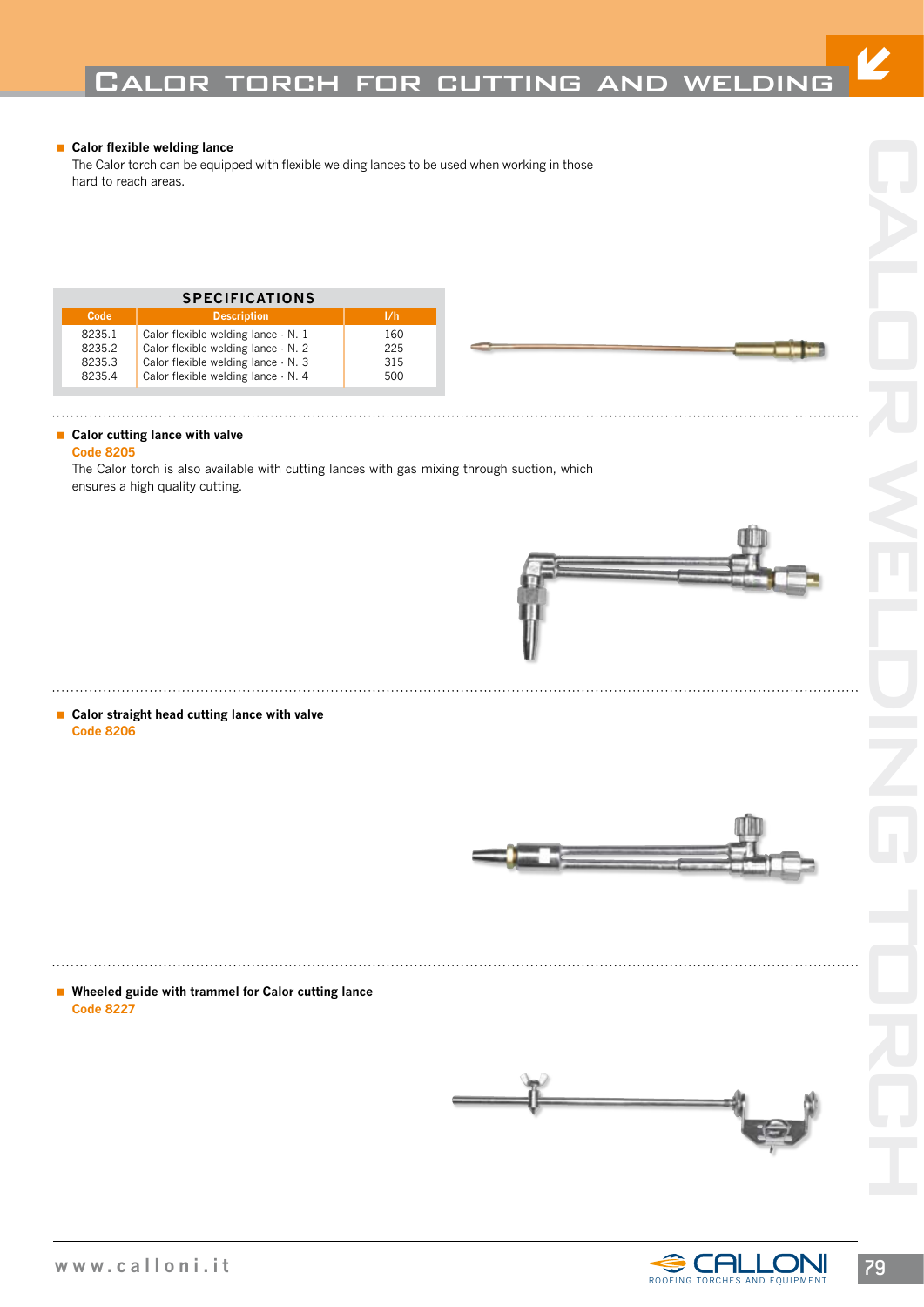# Calor torch for cutting and welding

## Calor flexible welding lance

The Calor torch can be equipped with flexible welding lances to be used when working in those hard to reach areas.

**SPECIFICATIONS**

| Code | Description | l/h |
|---|---|---|
| 8235.1 | Calor flexible welding lance - N. 1 | 160 |
| 8235.2 | Calor flexible welding lance - N. 2 | 225 |
| 8235.3 | Calor flexible welding lance - N. 3 | 315 |
| 8235.4 | Calor flexible welding lance - N. 4 | 500 |

## Calor cutting lance with valve

**Code 8205**

The Calor torch is also available with cutting lances with gas mixing through suction, which ensures a high quality cutting.

## Calor straight head cutting lance with valve

**Code 8206**

## Wheeled guide with trammel for Calor cutting lance

**Code 8227**